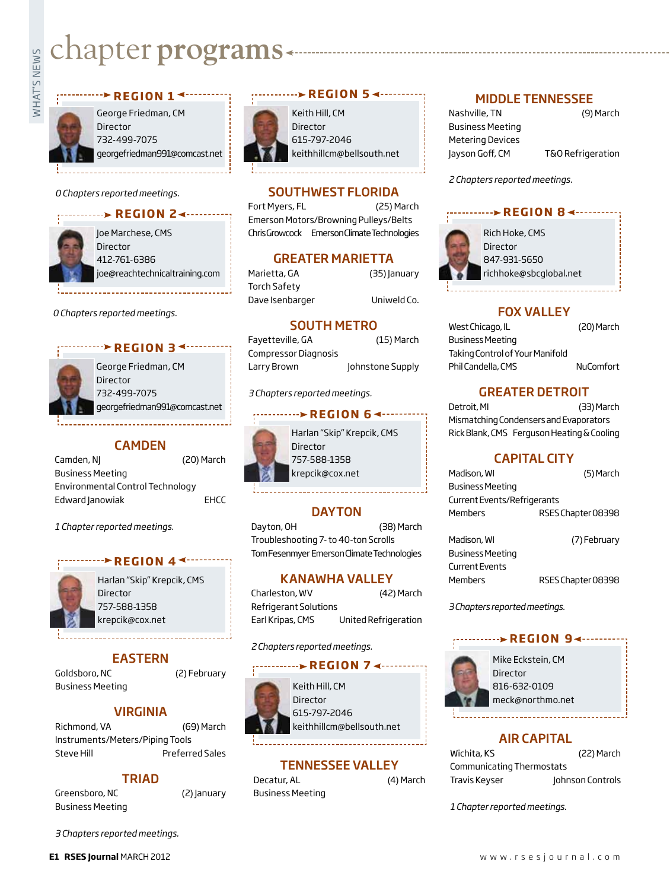# chapter **programs**

## REGION 1

George Friedman, CM
Director
732-499-7075
georgefriedman991@comcast.net

*0 Chapters reported meetings.*

## REGION 2

Joe Marchese, CMS
Director
412-761-6386
joe@reachtechnicaltraining.com

*0 Chapters reported meetings.*

## REGION 3

George Friedman, CM
Director
732-499-7075
georgefriedman991@comcast.net

### CAMDEN

Camden, NJ (20) March
Business Meeting
Environmental Control Technology
Edward Janowiak EHCC

*1 Chapter reported meetings.*

## REGION 4

Harlan "Skip" Krepcik, CMS
Director
757-588-1358
krepcik@cox.net

### EASTERN

Goldsboro, NC (2) February
Business Meeting

### VIRGINIA

Richmond, VA (69) March
Instruments/Meters/Piping Tools
Steve Hill Preferred Sales

### TRIAD

Greensboro, NC (2) January
Business Meeting

*3 Chapters reported meetings.*

## REGION 5

Keith Hill, CM
Director
615-797-2046
keithhillcm@bellsouth.net

### SOUTHWEST FLORIDA

Fort Myers, FL (25) March
Emerson Motors/Browning Pulleys/Belts
Chris Crowcock Emerson Climate Technologies

### GREATER MARIETTA

Marietta, GA (35) January
Torch Safety
Dave Isenbarger Uniweld Co.

### SOUTH METRO

Fayetteville, GA (15) March
Compressor Diagnosis
Larry Brown Johnstone Supply

*3 Chapters reported meetings.*

## REGION 6

Harlan "Skip" Krepcik, CMS
Director
757-588-1358
krepcik@cox.net

### DAYTON

Dayton, OH (38) March
Troubleshooting 7- to 40-ton Scrolls
Tom Fesenmyer Emerson Climate Technologies

### KANAWHA VALLEY

Charleston, WV (42) March
Refrigerant Solutions
Earl Kripas, CMS United Refrigeration

*2 Chapters reported meetings.*

## REGION 7

Keith Hill, CM
Director
615-797-2046
keithhillcm@bellsouth.net

### TENNESSEE VALLEY

Decatur, AL (4) March
Business Meeting

### MIDDLE TENNESSEE

Nashville, TN (9) March
Business Meeting
Metering Devices
Jayson Goff, CM T&O Refrigeration

*2 Chapters reported meetings.*

## REGION 8

Rich Hoke, CMS
Director
847-931-5650
richhoke@sbcglobal.net

### FOX VALLEY

West Chicago, IL (20) March
Business Meeting
Taking Control of Your Manifold
Phil Candella, CMS NuComfort

### GREATER DETROIT

Detroit, MI (33) March
Mismatching Condensers and Evaporators
Rick Blank, CMS Ferguson Heating & Cooling

### CAPITAL CITY

Madison, WI (5) March
Business Meeting
Current Events/Refrigerants
Members RSES Chapter 08398

Madison, WI (7) February
Business Meeting
Current Events
Members RSES Chapter 08398

*3 Chapters reported meetings.*

## REGION 9

Mike Eckstein, CM
Director
816-632-0109
meck@northmo.net

### AIR CAPITAL

Wichita, KS (22) March
Communicating Thermostats
Travis Keyser Johnson Controls

*1 Chapter reported meetings.*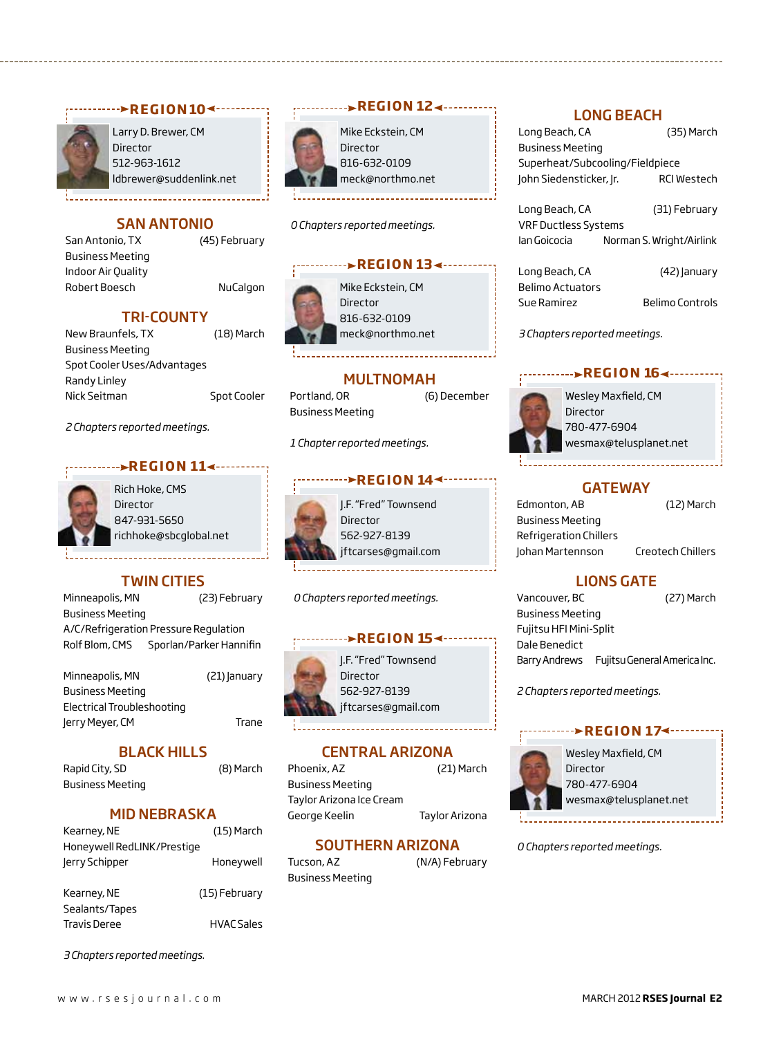## REGION 10

Larry D. Brewer, CM
Director
512-963-1612
ldbrewer@suddenlink.net

### SAN ANTONIO

San Antonio, TX (45) February
Business Meeting
Indoor Air Quality
Robert Boesch NuCalgon

### TRI-COUNTY

New Braunfels, TX (18) March
Business Meeting
Spot Cooler Uses/Advantages
Randy Linley
Nick Seitman Spot Cooler

*2 Chapters reported meetings.*

## REGION 11

Rich Hoke, CMS
Director
847-931-5650
richhoke@sbcglobal.net

### TWIN CITIES

Minneapolis, MN (23) February
Business Meeting
A/C/Refrigeration Pressure Regulation
Rolf Blom, CMS Sporlan/Parker Hannifin

Minneapolis, MN (21) January
Business Meeting
Electrical Troubleshooting
Jerry Meyer, CM Trane

### BLACK HILLS

Rapid City, SD (8) March
Business Meeting

### MID NEBRASKA

Kearney, NE (15) March
Honeywell RedLINK/Prestige
Jerry Schipper Honeywell

Kearney, NE (15) February
Sealants/Tapes
Travis Deree HVAC Sales

*3 Chapters reported meetings.*

## REGION 12

Mike Eckstein, CM
Director
816-632-0109
meck@northmo.net

*0 Chapters reported meetings.*

## REGION 13

Mike Eckstein, CM
Director
816-632-0109
meck@northmo.net

### MULTNOMAH

Portland, OR (6) December
Business Meeting

*1 Chapter reported meetings.*

## REGION 14

J.F. "Fred" Townsend
Director
562-927-8139
jftcarses@gmail.com

*0 Chapters reported meetings.*

## REGION 15

J.F. "Fred" Townsend
Director
562-927-8139
jftcarses@gmail.com

### CENTRAL ARIZONA

Phoenix, AZ (21) March
Business Meeting
Taylor Arizona Ice Cream
George Keelin Taylor Arizona

### SOUTHERN ARIZONA

Tucson, AZ (N/A) February
Business Meeting

### LONG BEACH

Long Beach, CA (35) March
Business Meeting
Superheat/Subcooling/Fieldpiece
John Siedensticker, Jr. RCI Westech

Long Beach, CA (31) February
VRF Ductless Systems
Ian Goicocia Norman S. Wright/Airlink

Long Beach, CA (42) January
Belimo Actuators
Sue Ramirez Belimo Controls

*3 Chapters reported meetings.*

## REGION 16

Wesley Maxfield, CM
Director
780-477-6904
wesmax@telusplanet.net

### GATEWAY

Edmonton, AB (12) March
Business Meeting
Refrigeration Chillers
Johan Martennson Creotech Chillers

### LIONS GATE

Vancouver, BC (27) March
Business Meeting
Fujitsu HFI Mini-Split
Dale Benedict
Barry Andrews Fujitsu General America Inc.

*2 Chapters reported meetings.*

## REGION 17

Wesley Maxfield, CM
Director
780-477-6904
wesmax@telusplanet.net

*0 Chapters reported meetings.*